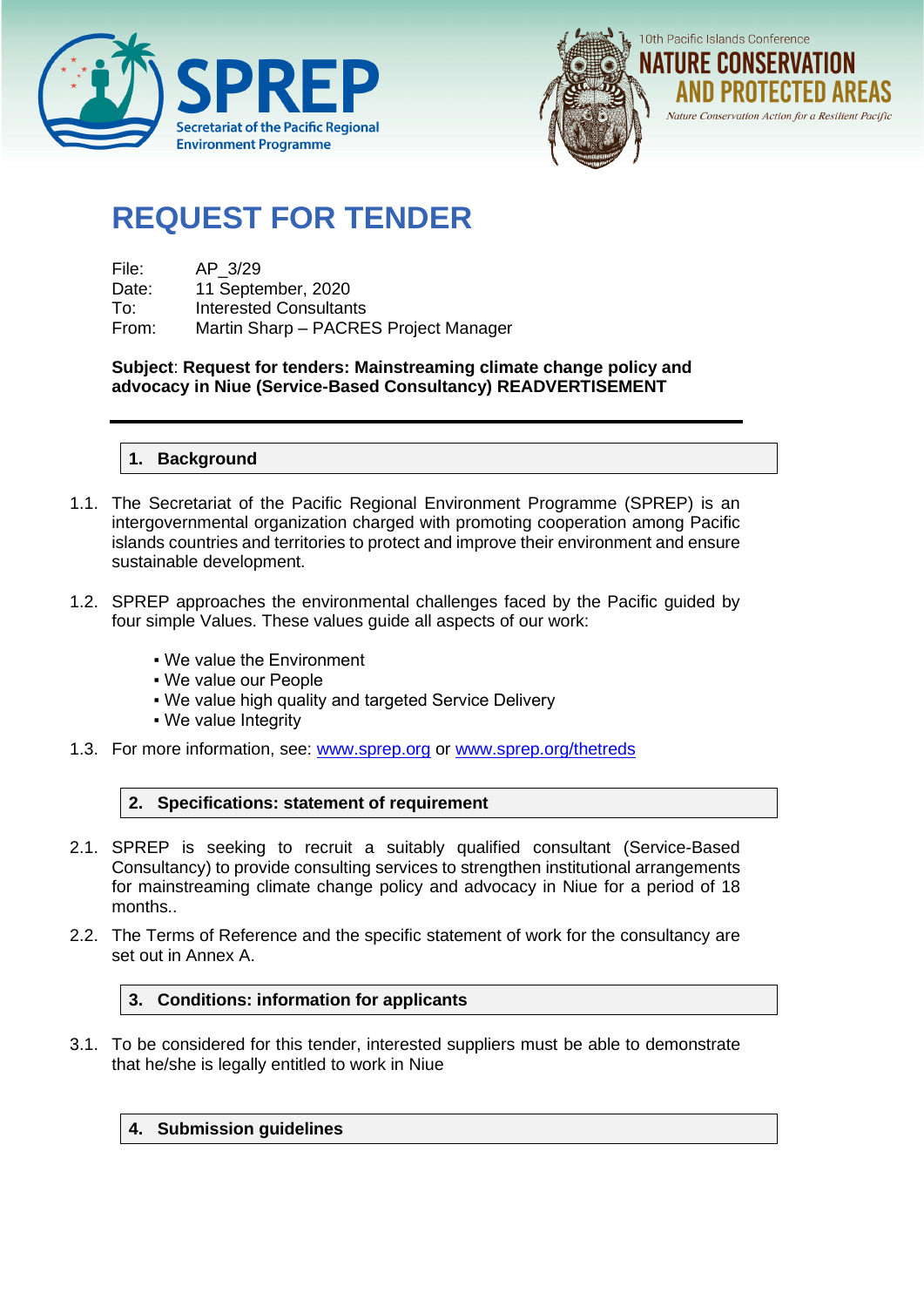SPREP
Secretariat of the Pacific Regional Environment Programme

10th Pacific Islands Conference
NATURE CONSERVATION AND PROTECTED AREAS
*Nature Conservation Action for a Resilient Pacific*

# REQUEST FOR TENDER

File: AP_3/29
Date: 11 September, 2020
To: Interested Consultants
From: Martin Sharp – PACRES Project Manager

**Subject**: **Request for tenders: Mainstreaming climate change policy and advocacy in Niue (Service-Based Consultancy) READVERTISEMENT**

## 1. Background

1.1. The Secretariat of the Pacific Regional Environment Programme (SPREP) is an intergovernmental organization charged with promoting cooperation among Pacific islands countries and territories to protect and improve their environment and ensure sustainable development.

1.2. SPREP approaches the environmental challenges faced by the Pacific guided by four simple Values. These values guide all aspects of our work:

- We value the Environment
- We value our People
- We value high quality and targeted Service Delivery
- We value Integrity

1.3. For more information, see: www.sprep.org or www.sprep.org/thetreds

## 2. Specifications: statement of requirement

2.1. SPREP is seeking to recruit a suitably qualified consultant (Service-Based Consultancy) to provide consulting services to strengthen institutional arrangements for mainstreaming climate change policy and advocacy in Niue for a period of 18 months..

2.2. The Terms of Reference and the specific statement of work for the consultancy are set out in Annex A.

## 3. Conditions: information for applicants

3.1. To be considered for this tender, interested suppliers must be able to demonstrate that he/she is legally entitled to work in Niue

## 4. Submission guidelines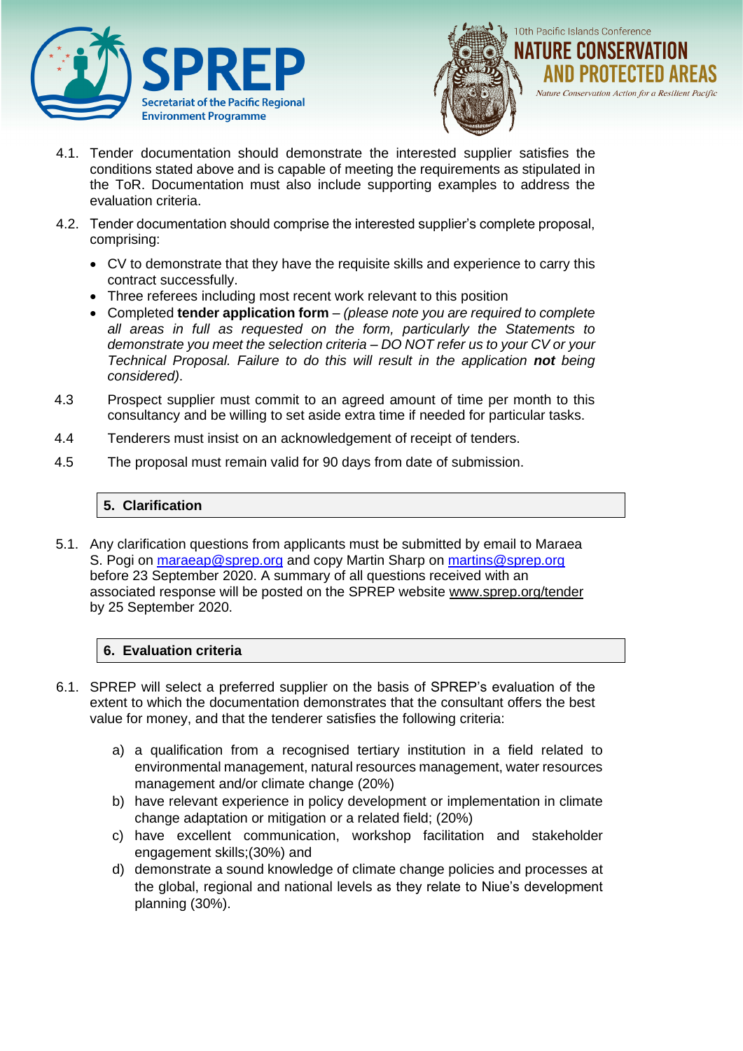4.1. Tender documentation should demonstrate the interested supplier satisfies the conditions stated above and is capable of meeting the requirements as stipulated in the ToR. Documentation must also include supporting examples to address the evaluation criteria.

4.2. Tender documentation should comprise the interested supplier's complete proposal, comprising:

- CV to demonstrate that they have the requisite skills and experience to carry this contract successfully.
- Three referees including most recent work relevant to this position
- Completed **tender application form** – *(please note you are required to complete all areas in full as requested on the form, particularly the Statements to demonstrate you meet the selection criteria – DO NOT refer us to your CV or your Technical Proposal. Failure to do this will result in the application* ***not*** *being considered)*.

4.3 Prospect supplier must commit to an agreed amount of time per month to this consultancy and be willing to set aside extra time if needed for particular tasks.

4.4 Tenderers must insist on an acknowledgement of receipt of tenders.

4.5 The proposal must remain valid for 90 days from date of submission.

## 5. Clarification

5.1. Any clarification questions from applicants must be submitted by email to Maraea S. Pogi on maraeap@sprep.org and copy Martin Sharp on martins@sprep.org before 23 September 2020. A summary of all questions received with an associated response will be posted on the SPREP website www.sprep.org/tender by 25 September 2020.

## 6. Evaluation criteria

6.1. SPREP will select a preferred supplier on the basis of SPREP's evaluation of the extent to which the documentation demonstrates that the consultant offers the best value for money, and that the tenderer satisfies the following criteria:

a) a qualification from a recognised tertiary institution in a field related to environmental management, natural resources management, water resources management and/or climate change (20%)

b) have relevant experience in policy development or implementation in climate change adaptation or mitigation or a related field; (20%)

c) have excellent communication, workshop facilitation and stakeholder engagement skills;(30%) and

d) demonstrate a sound knowledge of climate change policies and processes at the global, regional and national levels as they relate to Niue's development planning (30%).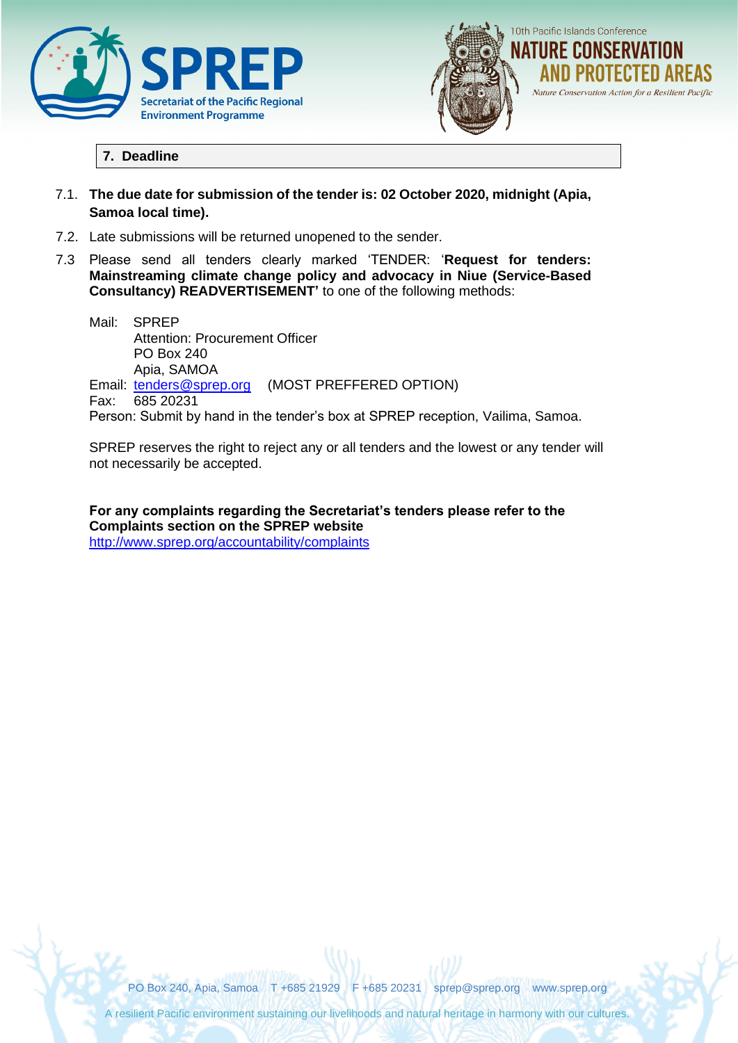## 7. Deadline

7.1. **The due date for submission of the tender is: 02 October 2020, midnight (Apia, Samoa local time).**

7.2. Late submissions will be returned unopened to the sender.

7.3 Please send all tenders clearly marked 'TENDER: '**Request for tenders: Mainstreaming climate change policy and advocacy in Niue (Service-Based Consultancy) READVERTISEMENT'** to one of the following methods:

Mail: SPREP
Attention: Procurement Officer
PO Box 240
Apia, SAMOA

Email: tenders@sprep.org (MOST PREFFERED OPTION)

Fax: 685 20231

Person: Submit by hand in the tender's box at SPREP reception, Vailima, Samoa.

SPREP reserves the right to reject any or all tenders and the lowest or any tender will not necessarily be accepted.

**For any complaints regarding the Secretariat's tenders please refer to the Complaints section on the SPREP website**
http://www.sprep.org/accountability/complaints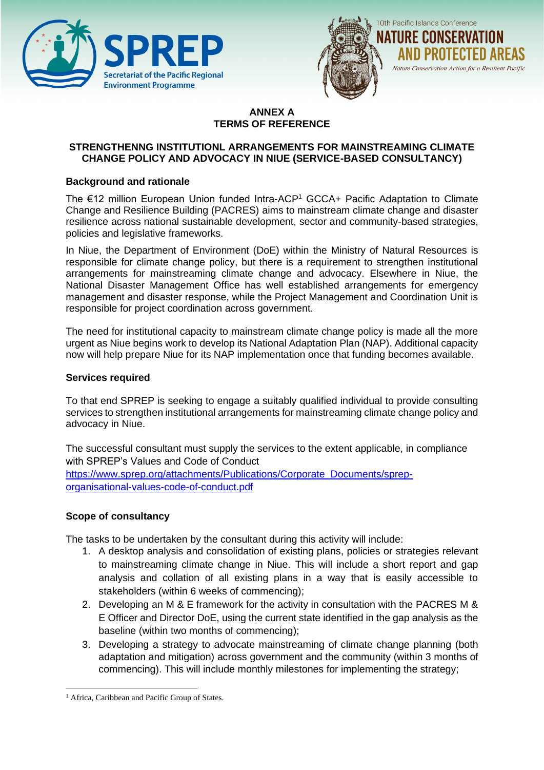**ANNEX A**
**TERMS OF REFERENCE**

**STRENGTHENNG INSTITUTIONL ARRANGEMENTS FOR MAINSTREAMING CLIMATE CHANGE POLICY AND ADVOCACY IN NIUE (SERVICE-BASED CONSULTANCY)**

**Background and rationale**

The €12 million European Union funded Intra-ACP[1] GCCA+ Pacific Adaptation to Climate Change and Resilience Building (PACRES) aims to mainstream climate change and disaster resilience across national sustainable development, sector and community-based strategies, policies and legislative frameworks.

In Niue, the Department of Environment (DoE) within the Ministry of Natural Resources is responsible for climate change policy, but there is a requirement to strengthen institutional arrangements for mainstreaming climate change and advocacy. Elsewhere in Niue, the National Disaster Management Office has well established arrangements for emergency management and disaster response, while the Project Management and Coordination Unit is responsible for project coordination across government.

The need for institutional capacity to mainstream climate change policy is made all the more urgent as Niue begins work to develop its National Adaptation Plan (NAP). Additional capacity now will help prepare Niue for its NAP implementation once that funding becomes available.

**Services required**

To that end SPREP is seeking to engage a suitably qualified individual to provide consulting services to strengthen institutional arrangements for mainstreaming climate change policy and advocacy in Niue.

The successful consultant must supply the services to the extent applicable, in compliance with SPREP's Values and Code of Conduct
https://www.sprep.org/attachments/Publications/Corporate_Documents/sprep-organisational-values-code-of-conduct.pdf

**Scope of consultancy**

The tasks to be undertaken by the consultant during this activity will include:

1. A desktop analysis and consolidation of existing plans, policies or strategies relevant to mainstreaming climate change in Niue. This will include a short report and gap analysis and collation of all existing plans in a way that is easily accessible to stakeholders (within 6 weeks of commencing);
2. Developing an M & E framework for the activity in consultation with the PACRES M & E Officer and Director DoE, using the current state identified in the gap analysis as the baseline (within two months of commencing);
3. Developing a strategy to advocate mainstreaming of climate change planning (both adaptation and mitigation) across government and the community (within 3 months of commencing). This will include monthly milestones for implementing the strategy;

[1] Africa, Caribbean and Pacific Group of States.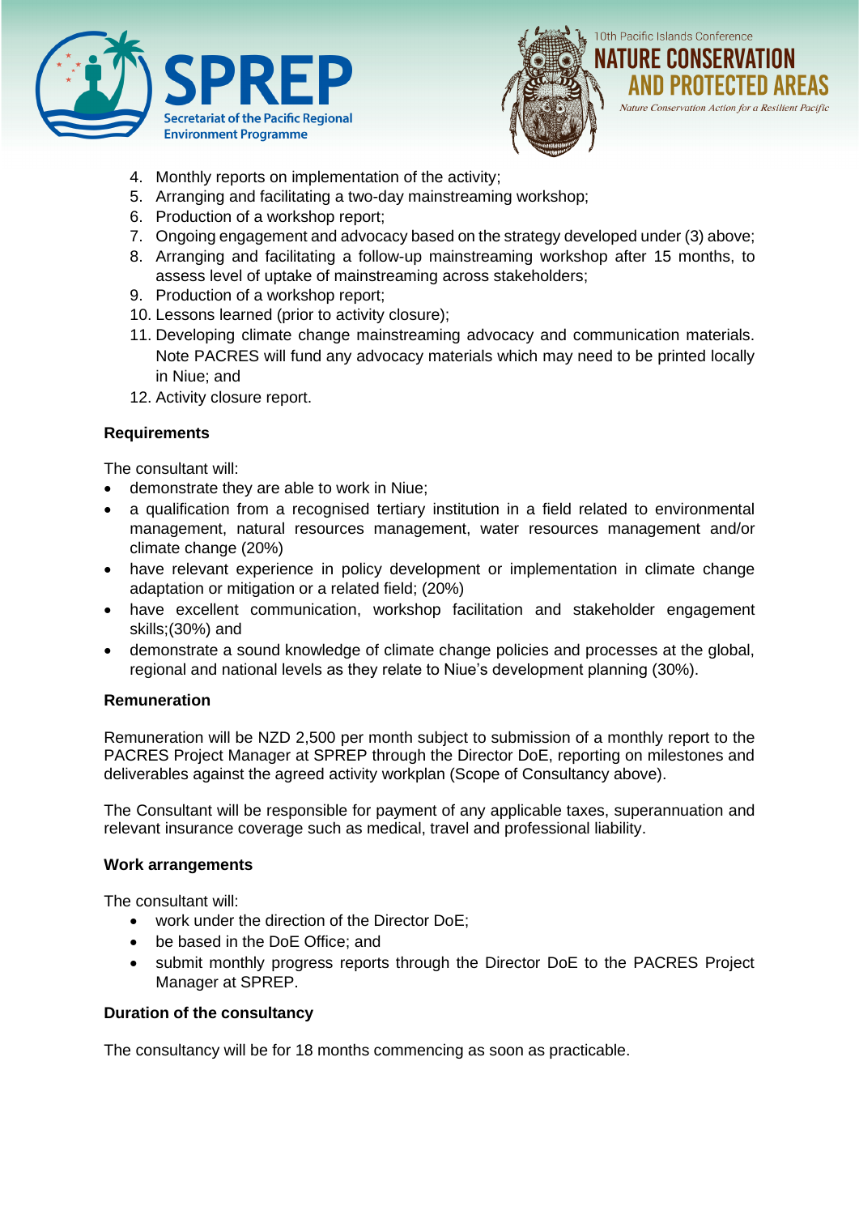4. Monthly reports on implementation of the activity;
5. Arranging and facilitating a two-day mainstreaming workshop;
6. Production of a workshop report;
7. Ongoing engagement and advocacy based on the strategy developed under (3) above;
8. Arranging and facilitating a follow-up mainstreaming workshop after 15 months, to assess level of uptake of mainstreaming across stakeholders;
9. Production of a workshop report;
10. Lessons learned (prior to activity closure);
11. Developing climate change mainstreaming advocacy and communication materials. Note PACRES will fund any advocacy materials which may need to be printed locally in Niue; and
12. Activity closure report.

**Requirements**

The consultant will:

- demonstrate they are able to work in Niue;
- a qualification from a recognised tertiary institution in a field related to environmental management, natural resources management, water resources management and/or climate change (20%)
- have relevant experience in policy development or implementation in climate change adaptation or mitigation or a related field; (20%)
- have excellent communication, workshop facilitation and stakeholder engagement skills;(30%) and
- demonstrate a sound knowledge of climate change policies and processes at the global, regional and national levels as they relate to Niue's development planning (30%).

**Remuneration**

Remuneration will be NZD 2,500 per month subject to submission of a monthly report to the PACRES Project Manager at SPREP through the Director DoE, reporting on milestones and deliverables against the agreed activity workplan (Scope of Consultancy above).

The Consultant will be responsible for payment of any applicable taxes, superannuation and relevant insurance coverage such as medical, travel and professional liability.

**Work arrangements**

The consultant will:

- work under the direction of the Director DoE;
- be based in the DoE Office; and
- submit monthly progress reports through the Director DoE to the PACRES Project Manager at SPREP.

**Duration of the consultancy**

The consultancy will be for 18 months commencing as soon as practicable.